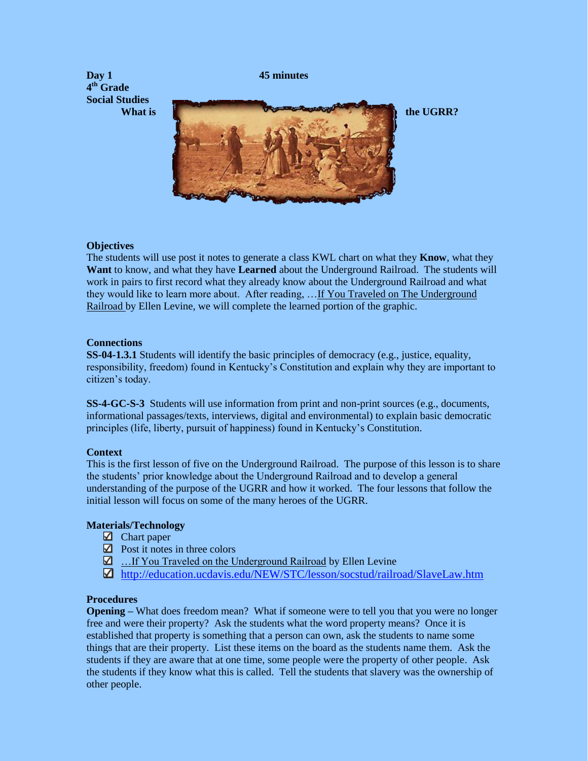**Day 1** **45 minutes**

**4th Grade**

**Social Studies**

**What is the UGRR?**

### Objectives

The students will use post it notes to generate a class KWL chart on what they **Know**, what they **Want** to know, and what they have **Learned** about the Underground Railroad. The students will work in pairs to first record what they already know about the Underground Railroad and what they would like to learn more about. After reading, …If You Traveled on The Underground Railroad by Ellen Levine, we will complete the learned portion of the graphic.

### Connections

**SS-04-1.3.1** Students will identify the basic principles of democracy (e.g., justice, equality, responsibility, freedom) found in Kentucky's Constitution and explain why they are important to citizen's today.

**SS-4-GC-S-3** Students will use information from print and non-print sources (e.g., documents, informational passages/texts, interviews, digital and environmental) to explain basic democratic principles (life, liberty, pursuit of happiness) found in Kentucky's Constitution.

### Context

This is the first lesson of five on the Underground Railroad. The purpose of this lesson is to share the students' prior knowledge about the Underground Railroad and to develop a general understanding of the purpose of the UGRR and how it worked. The four lessons that follow the initial lesson will focus on some of the many heroes of the UGRR.

### Materials/Technology

- ☑ Chart paper
- ☑ Post it notes in three colors
- ☑ …If You Traveled on the Underground Railroad by Ellen Levine
- ☑ http://education.ucdavis.edu/NEW/STC/lesson/socstud/railroad/SlaveLaw.htm

### Procedures

**Opening –** What does freedom mean? What if someone were to tell you that you were no longer free and were their property? Ask the students what the word property means? Once it is established that property is something that a person can own, ask the students to name some things that are their property. List these items on the board as the students name them. Ask the students if they are aware that at one time, some people were the property of other people. Ask the students if they know what this is called. Tell the students that slavery was the ownership of other people.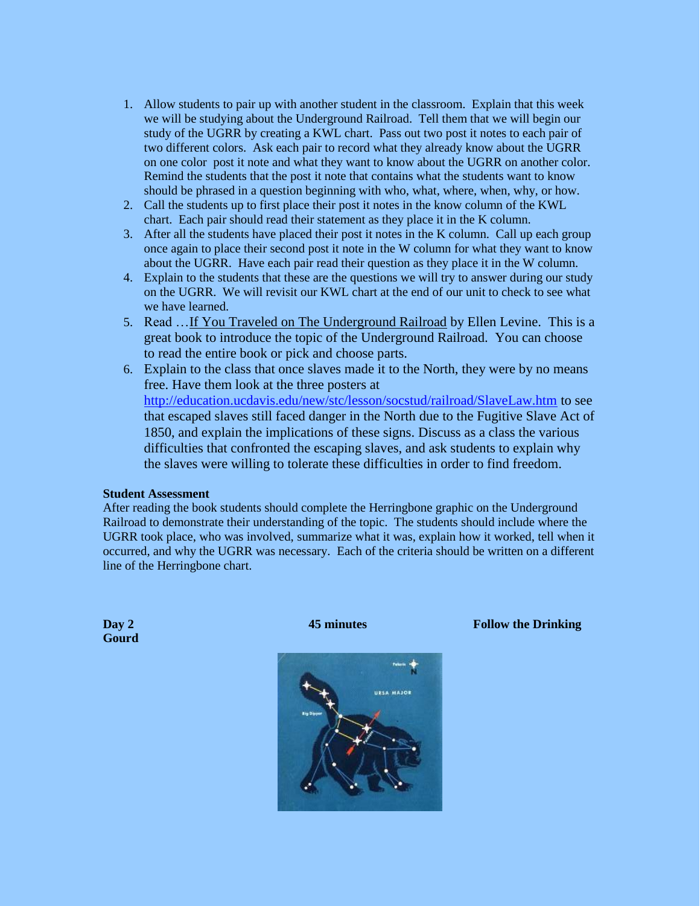1. Allow students to pair up with another student in the classroom. Explain that this week we will be studying about the Underground Railroad. Tell them that we will begin our study of the UGRR by creating a KWL chart. Pass out two post it notes to each pair of two different colors. Ask each pair to record what they already know about the UGRR on one color post it note and what they want to know about the UGRR on another color. Remind the students that the post it note that contains what the students want to know should be phrased in a question beginning with who, what, where, when, why, or how.
2. Call the students up to first place their post it notes in the know column of the KWL chart. Each pair should read their statement as they place it in the K column.
3. After all the students have placed their post it notes in the K column. Call up each group once again to place their second post it note in the W column for what they want to know about the UGRR. Have each pair read their question as they place it in the W column.
4. Explain to the students that these are the questions we will try to answer during our study on the UGRR. We will revisit our KWL chart at the end of our unit to check to see what we have learned.
5. Read …If You Traveled on The Underground Railroad by Ellen Levine. This is a great book to introduce the topic of the Underground Railroad. You can choose to read the entire book or pick and choose parts.
6. Explain to the class that once slaves made it to the North, they were by no means free. Have them look at the three posters at http://education.ucdavis.edu/new/stc/lesson/socstud/railroad/SlaveLaw.htm to see that escaped slaves still faced danger in the North due to the Fugitive Slave Act of 1850, and explain the implications of these signs. Discuss as a class the various difficulties that confronted the escaping slaves, and ask students to explain why the slaves were willing to tolerate these difficulties in order to find freedom.

**Student Assessment**

After reading the book students should complete the Herringbone graphic on the Underground Railroad to demonstrate their understanding of the topic. The students should include where the UGRR took place, who was involved, summarize what it was, explain how it worked, tell when it occurred, and why the UGRR was necessary. Each of the criteria should be written on a different line of the Herringbone chart.

**Day 2** **45 minutes** **Follow the Drinking Gourd**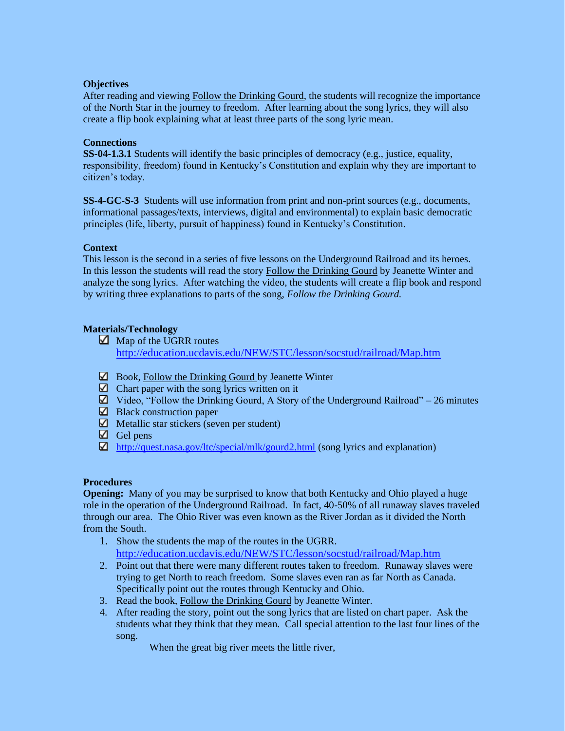**Objectives**

After reading and viewing Follow the Drinking Gourd, the students will recognize the importance of the North Star in the journey to freedom. After learning about the song lyrics, they will also create a flip book explaining what at least three parts of the song lyric mean.

**Connections**

**SS-04-1.3.1** Students will identify the basic principles of democracy (e.g., justice, equality, responsibility, freedom) found in Kentucky's Constitution and explain why they are important to citizen's today.

**SS-4-GC-S-3** Students will use information from print and non-print sources (e.g., documents, informational passages/texts, interviews, digital and environmental) to explain basic democratic principles (life, liberty, pursuit of happiness) found in Kentucky's Constitution.

**Context**

This lesson is the second in a series of five lessons on the Underground Railroad and its heroes. In this lesson the students will read the story Follow the Drinking Gourd by Jeanette Winter and analyze the song lyrics. After watching the video, the students will create a flip book and respond by writing three explanations to parts of the song, *Follow the Drinking Gourd.*

**Materials/Technology**

- ☑ Map of the UGRR routes
  http://education.ucdavis.edu/NEW/STC/lesson/socstud/railroad/Map.htm
- ☑ Book, Follow the Drinking Gourd by Jeanette Winter
- ☑ Chart paper with the song lyrics written on it
- ☑ Video, "Follow the Drinking Gourd, A Story of the Underground Railroad" – 26 minutes
- ☑ Black construction paper
- ☑ Metallic star stickers (seven per student)
- ☑ Gel pens
- ☑ http://quest.nasa.gov/ltc/special/mlk/gourd2.html (song lyrics and explanation)

**Procedures**

**Opening:** Many of you may be surprised to know that both Kentucky and Ohio played a huge role in the operation of the Underground Railroad. In fact, 40-50% of all runaway slaves traveled through our area. The Ohio River was even known as the River Jordan as it divided the North from the South.

1. Show the students the map of the routes in the UGRR. http://education.ucdavis.edu/NEW/STC/lesson/socstud/railroad/Map.htm
2. Point out that there were many different routes taken to freedom. Runaway slaves were trying to get North to reach freedom. Some slaves even ran as far North as Canada. Specifically point out the routes through Kentucky and Ohio.
3. Read the book, Follow the Drinking Gourd by Jeanette Winter.
4. After reading the story, point out the song lyrics that are listed on chart paper. Ask the students what they think that they mean. Call special attention to the last four lines of the song.

   When the great big river meets the little river,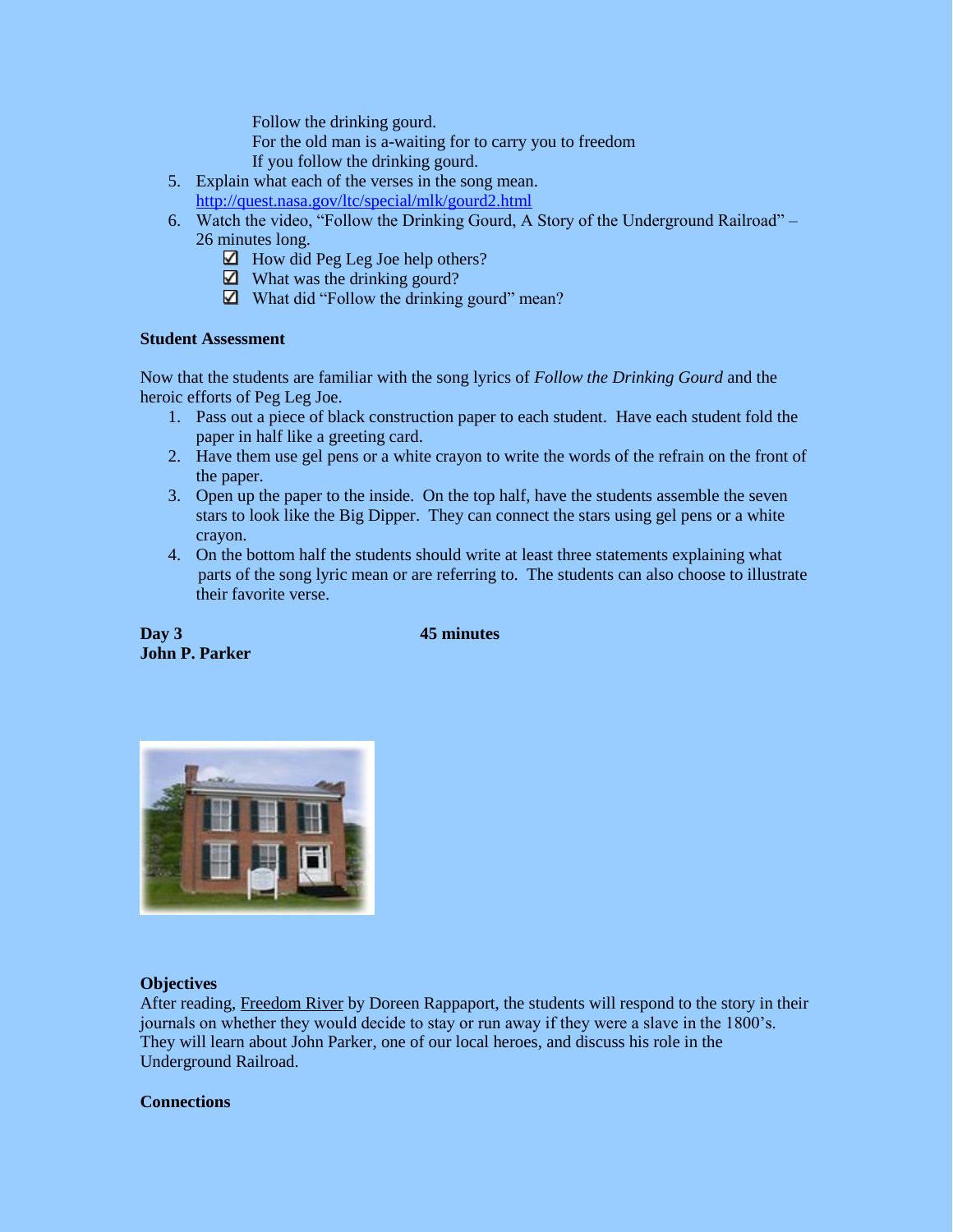Follow the drinking gourd.
For the old man is a-waiting for to carry you to freedom
If you follow the drinking gourd.

5. Explain what each of the verses in the song mean. http://quest.nasa.gov/ltc/special/mlk/gourd2.html
6. Watch the video, "Follow the Drinking Gourd, A Story of the Underground Railroad" – 26 minutes long.
   - ☑ How did Peg Leg Joe help others?
   - ☑ What was the drinking gourd?
   - ☑ What did "Follow the drinking gourd" mean?

**Student Assessment**

Now that the students are familiar with the song lyrics of *Follow the Drinking Gourd* and the heroic efforts of Peg Leg Joe.

1. Pass out a piece of black construction paper to each student. Have each student fold the paper in half like a greeting card.
2. Have them use gel pens or a white crayon to write the words of the refrain on the front of the paper.
3. Open up the paper to the inside. On the top half, have the students assemble the seven stars to look like the Big Dipper. They can connect the stars using gel pens or a white crayon.
4. On the bottom half the students should write at least three statements explaining what parts of the song lyric mean or are referring to. The students can also choose to illustrate their favorite verse.

**Day 3** **45 minutes**
**John P. Parker**

**Objectives**

After reading, Freedom River by Doreen Rappaport, the students will respond to the story in their journals on whether they would decide to stay or run away if they were a slave in the 1800's. They will learn about John Parker, one of our local heroes, and discuss his role in the Underground Railroad.

**Connections**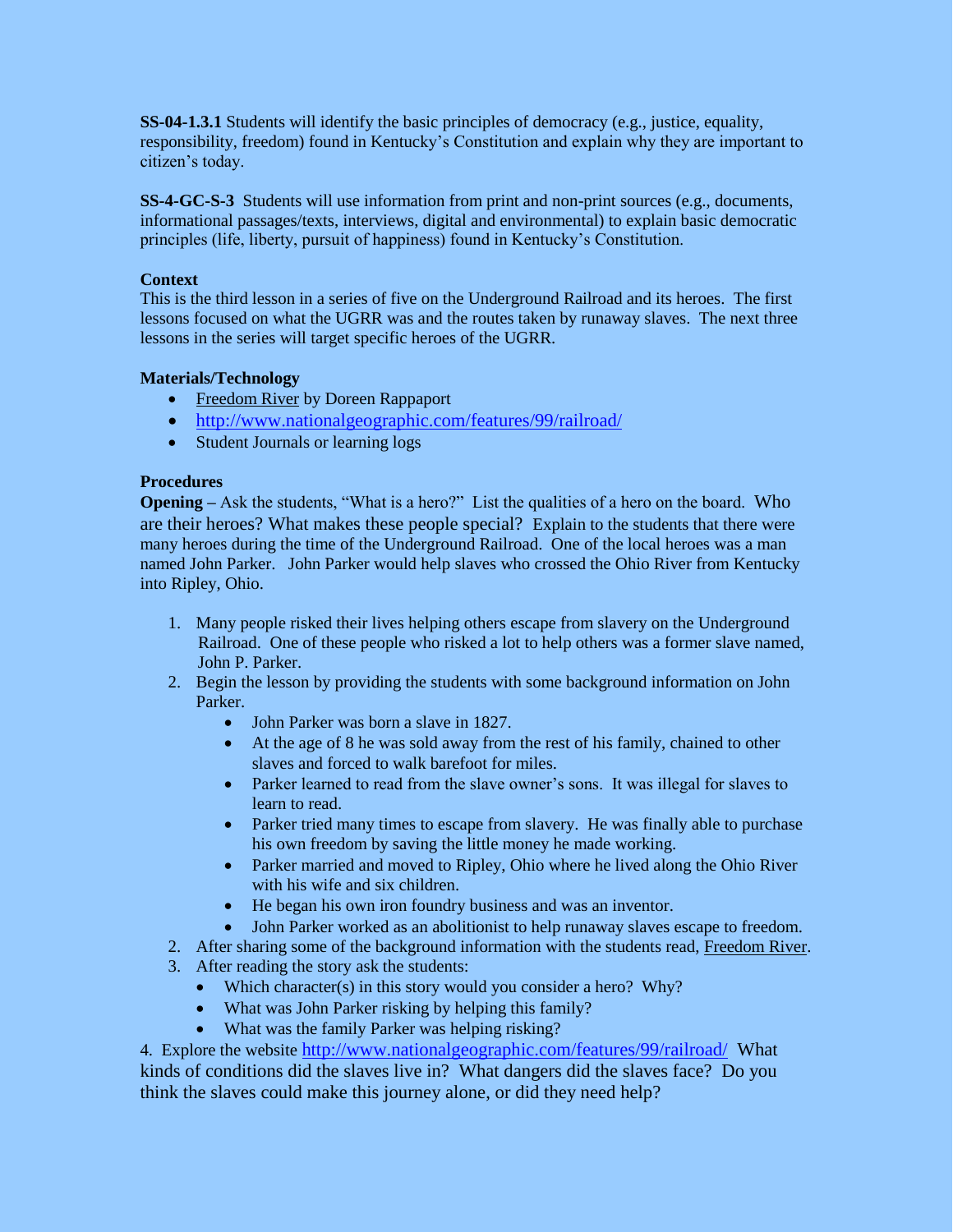**SS-04-1.3.1** Students will identify the basic principles of democracy (e.g., justice, equality, responsibility, freedom) found in Kentucky's Constitution and explain why they are important to citizen's today.

**SS-4-GC-S-3** Students will use information from print and non-print sources (e.g., documents, informational passages/texts, interviews, digital and environmental) to explain basic democratic principles (life, liberty, pursuit of happiness) found in Kentucky's Constitution.

**Context**
This is the third lesson in a series of five on the Underground Railroad and its heroes. The first lessons focused on what the UGRR was and the routes taken by runaway slaves. The next three lessons in the series will target specific heroes of the UGRR.

**Materials/Technology**

- Freedom River by Doreen Rappaport
- http://www.nationalgeographic.com/features/99/railroad/
- Student Journals or learning logs

**Procedures**
**Opening** – Ask the students, "What is a hero?" List the qualities of a hero on the board. Who are their heroes? What makes these people special? Explain to the students that there were many heroes during the time of the Underground Railroad. One of the local heroes was a man named John Parker. John Parker would help slaves who crossed the Ohio River from Kentucky into Ripley, Ohio.

1. Many people risked their lives helping others escape from slavery on the Underground Railroad. One of these people who risked a lot to help others was a former slave named, John P. Parker.
2. Begin the lesson by providing the students with some background information on John Parker.
   - John Parker was born a slave in 1827.
   - At the age of 8 he was sold away from the rest of his family, chained to other slaves and forced to walk barefoot for miles.
   - Parker learned to read from the slave owner's sons. It was illegal for slaves to learn to read.
   - Parker tried many times to escape from slavery. He was finally able to purchase his own freedom by saving the little money he made working.
   - Parker married and moved to Ripley, Ohio where he lived along the Ohio River with his wife and six children.
   - He began his own iron foundry business and was an inventor.
   - John Parker worked as an abolitionist to help runaway slaves escape to freedom.
2. After sharing some of the background information with the students read, Freedom River.
3. After reading the story ask the students:
   - Which character(s) in this story would you consider a hero? Why?
   - What was John Parker risking by helping this family?
   - What was the family Parker was helping risking?

4. Explore the website http://www.nationalgeographic.com/features/99/railroad/ What kinds of conditions did the slaves live in? What dangers did the slaves face? Do you think the slaves could make this journey alone, or did they need help?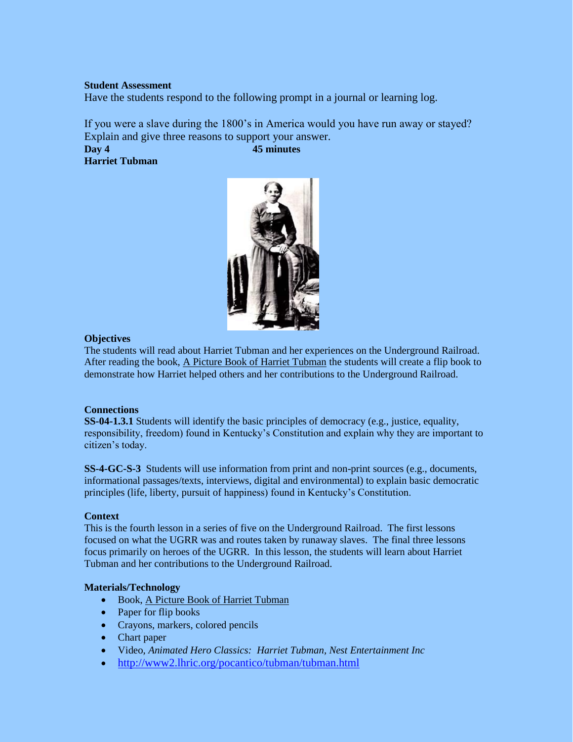**Student Assessment**

Have the students respond to the following prompt in a journal or learning log.

If you were a slave during the 1800's in America would you have run away or stayed? Explain and give three reasons to support your answer.

**Day 4** **45 minutes**

**Harriet Tubman**

**Objectives**

The students will read about Harriet Tubman and her experiences on the Underground Railroad. After reading the book, A Picture Book of Harriet Tubman the students will create a flip book to demonstrate how Harriet helped others and her contributions to the Underground Railroad.

**Connections**

**SS-04-1.3.1** Students will identify the basic principles of democracy (e.g., justice, equality, responsibility, freedom) found in Kentucky's Constitution and explain why they are important to citizen's today.

**SS-4-GC-S-3** Students will use information from print and non-print sources (e.g., documents, informational passages/texts, interviews, digital and environmental) to explain basic democratic principles (life, liberty, pursuit of happiness) found in Kentucky's Constitution.

**Context**

This is the fourth lesson in a series of five on the Underground Railroad. The first lessons focused on what the UGRR was and routes taken by runaway slaves. The final three lessons focus primarily on heroes of the UGRR. In this lesson, the students will learn about Harriet Tubman and her contributions to the Underground Railroad.

**Materials/Technology**

- Book, A Picture Book of Harriet Tubman
- Paper for flip books
- Crayons, markers, colored pencils
- Chart paper
- Video, *Animated Hero Classics: Harriet Tubman, Nest Entertainment Inc*
- http://www2.lhric.org/pocantico/tubman/tubman.html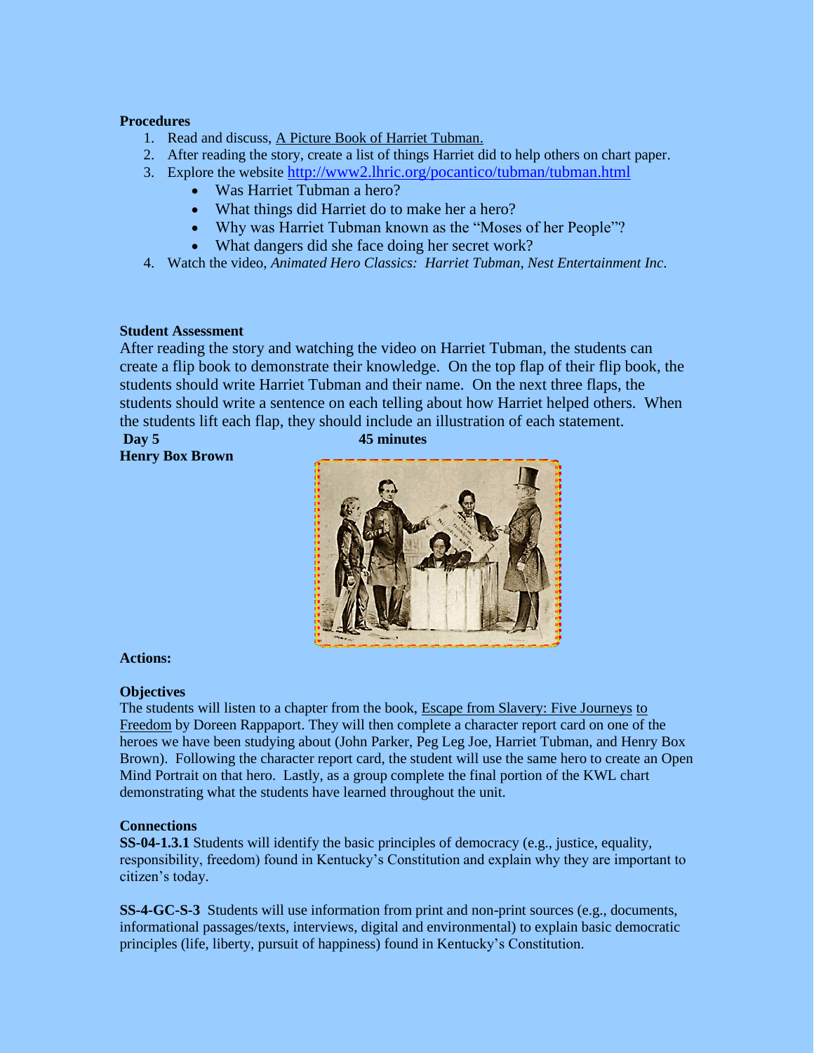**Procedures**

1. Read and discuss, A Picture Book of Harriet Tubman.
2. After reading the story, create a list of things Harriet did to help others on chart paper.
3. Explore the website http://www2.lhric.org/pocantico/tubman/tubman.html
   - Was Harriet Tubman a hero?
   - What things did Harriet do to make her a hero?
   - Why was Harriet Tubman known as the "Moses of her People"?
   - What dangers did she face doing her secret work?
4. Watch the video, *Animated Hero Classics: Harriet Tubman, Nest Entertainment Inc*.

**Student Assessment**

After reading the story and watching the video on Harriet Tubman, the students can create a flip book to demonstrate their knowledge. On the top flap of their flip book, the students should write Harriet Tubman and their name. On the next three flaps, the students should write a sentence on each telling about how Harriet helped others. When the students lift each flap, they should include an illustration of each statement.

**Day 5** **45 minutes**

**Henry Box Brown**

**Actions:**

**Objectives**

The students will listen to a chapter from the book, Escape from Slavery: Five Journeys to Freedom by Doreen Rappaport. They will then complete a character report card on one of the heroes we have been studying about (John Parker, Peg Leg Joe, Harriet Tubman, and Henry Box Brown). Following the character report card, the student will use the same hero to create an Open Mind Portrait on that hero. Lastly, as a group complete the final portion of the KWL chart demonstrating what the students have learned throughout the unit.

**Connections**

**SS-04-1.3.1** Students will identify the basic principles of democracy (e.g., justice, equality, responsibility, freedom) found in Kentucky's Constitution and explain why they are important to citizen's today.

**SS-4-GC-S-3** Students will use information from print and non-print sources (e.g., documents, informational passages/texts, interviews, digital and environmental) to explain basic democratic principles (life, liberty, pursuit of happiness) found in Kentucky's Constitution.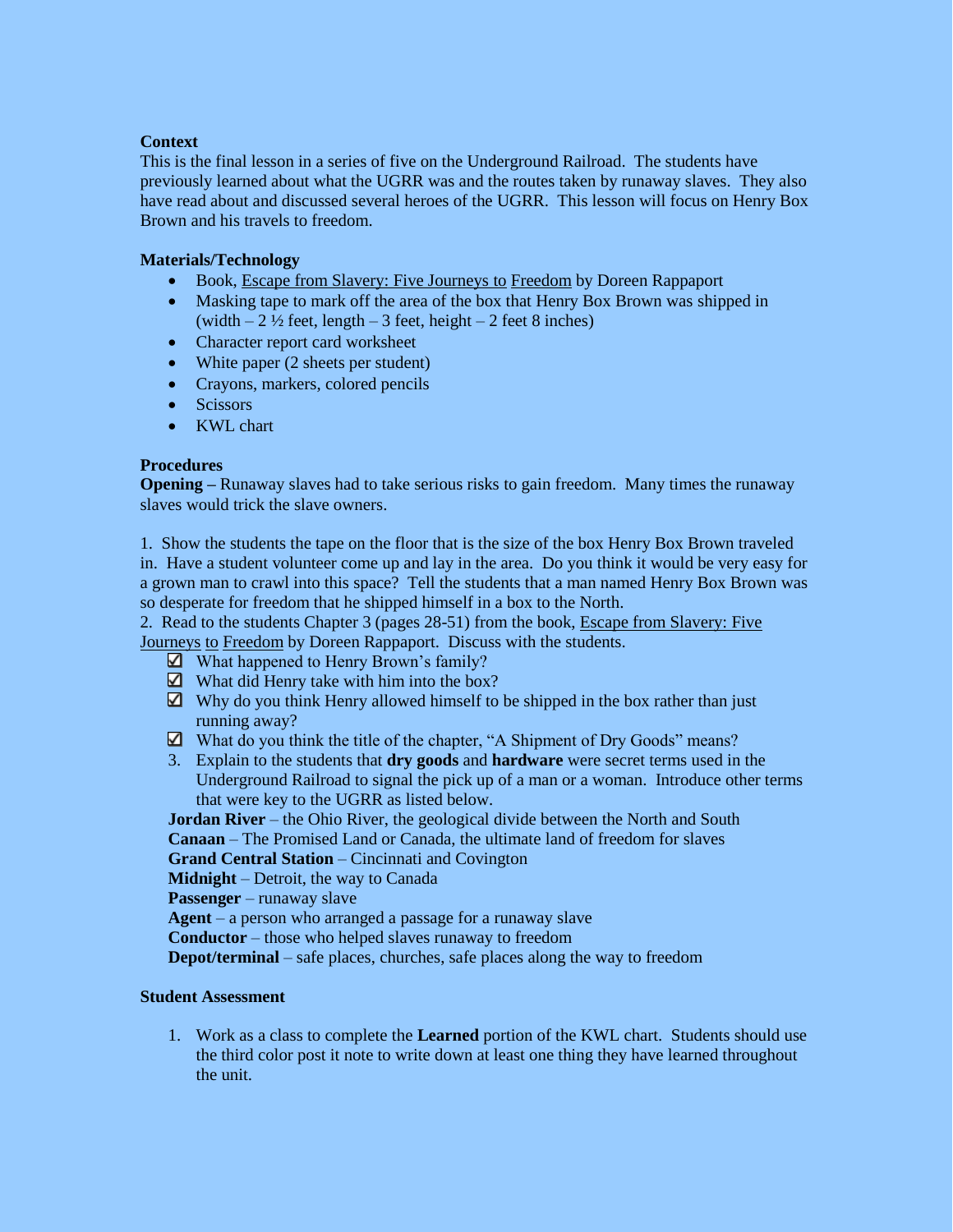**Context**
This is the final lesson in a series of five on the Underground Railroad. The students have previously learned about what the UGRR was and the routes taken by runaway slaves. They also have read about and discussed several heroes of the UGRR. This lesson will focus on Henry Box Brown and his travels to freedom.

**Materials/Technology**

- Book, Escape from Slavery: Five Journeys to Freedom by Doreen Rappaport
- Masking tape to mark off the area of the box that Henry Box Brown was shipped in (width – 2 ½ feet, length – 3 feet, height – 2 feet 8 inches)
- Character report card worksheet
- White paper (2 sheets per student)
- Crayons, markers, colored pencils
- Scissors
- KWL chart

**Procedures**
**Opening –** Runaway slaves had to take serious risks to gain freedom. Many times the runaway slaves would trick the slave owners.

1. Show the students the tape on the floor that is the size of the box Henry Box Brown traveled in. Have a student volunteer come up and lay in the area. Do you think it would be very easy for a grown man to crawl into this space? Tell the students that a man named Henry Box Brown was so desperate for freedom that he shipped himself in a box to the North.
2. Read to the students Chapter 3 (pages 28-51) from the book, Escape from Slavery: Five Journeys to Freedom by Doreen Rappaport. Discuss with the students.
   - ☑ What happened to Henry Brown's family?
   - ☑ What did Henry take with him into the box?
   - ☑ Why do you think Henry allowed himself to be shipped in the box rather than just running away?
   - ☑ What do you think the title of the chapter, "A Shipment of Dry Goods" means?
3. Explain to the students that **dry goods** and **hardware** were secret terms used in the Underground Railroad to signal the pick up of a man or a woman. Introduce other terms that were key to the UGRR as listed below.

**Jordan River** – the Ohio River, the geological divide between the North and South
**Canaan** – The Promised Land or Canada, the ultimate land of freedom for slaves
**Grand Central Station** – Cincinnati and Covington
**Midnight** – Detroit, the way to Canada
**Passenger** – runaway slave
**Agent** – a person who arranged a passage for a runaway slave
**Conductor** – those who helped slaves runaway to freedom
**Depot/terminal** – safe places, churches, safe places along the way to freedom

**Student Assessment**

1. Work as a class to complete the **Learned** portion of the KWL chart. Students should use the third color post it note to write down at least one thing they have learned throughout the unit.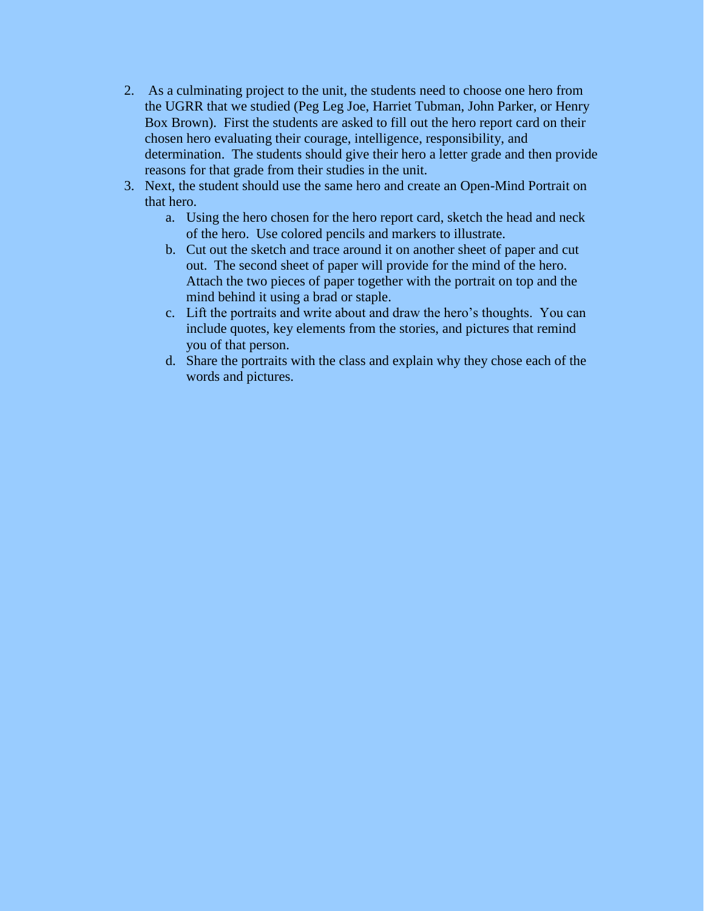2. As a culminating project to the unit, the students need to choose one hero from the UGRR that we studied (Peg Leg Joe, Harriet Tubman, John Parker, or Henry Box Brown). First the students are asked to fill out the hero report card on their chosen hero evaluating their courage, intelligence, responsibility, and determination. The students should give their hero a letter grade and then provide reasons for that grade from their studies in the unit.
3. Next, the student should use the same hero and create an Open-Mind Portrait on that hero.
    a. Using the hero chosen for the hero report card, sketch the head and neck of the hero. Use colored pencils and markers to illustrate.
    b. Cut out the sketch and trace around it on another sheet of paper and cut out. The second sheet of paper will provide for the mind of the hero. Attach the two pieces of paper together with the portrait on top and the mind behind it using a brad or staple.
    c. Lift the portraits and write about and draw the hero's thoughts. You can include quotes, key elements from the stories, and pictures that remind you of that person.
    d. Share the portraits with the class and explain why they chose each of the words and pictures.